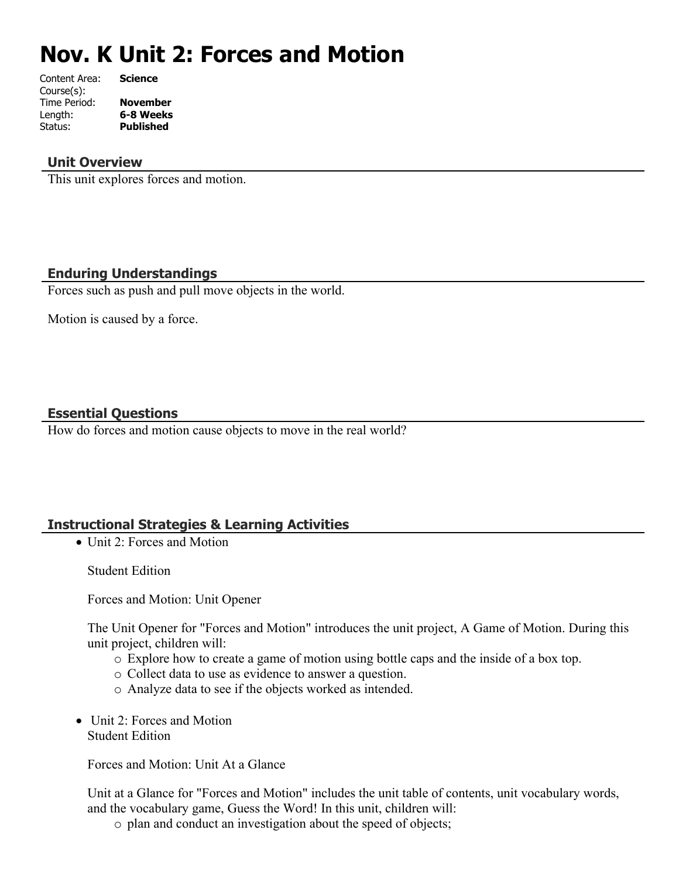# Nov. K Unit 2: Forces and Motion

Content Area: **Science**
Course(s):
Time Period: **November**
Length: **6-8 Weeks**
Status: **Published**

## Unit Overview

This unit explores forces and motion.

## Enduring Understandings

Forces such as push and pull move objects in the world.

Motion is caused by a force.

## Essential Questions

How do forces and motion cause objects to move in the real world?

## Instructional Strategies & Learning Activities

- Unit 2: Forces and Motion

  Student Edition

  Forces and Motion: Unit Opener

  The Unit Opener for "Forces and Motion" introduces the unit project, A Game of Motion. During this unit project, children will:
  - Explore how to create a game of motion using bottle caps and the inside of a box top.
  - Collect data to use as evidence to answer a question.
  - Analyze data to see if the objects worked as intended.

- Unit 2: Forces and Motion
  Student Edition

  Forces and Motion: Unit At a Glance

  Unit at a Glance for "Forces and Motion" includes the unit table of contents, unit vocabulary words, and the vocabulary game, Guess the Word! In this unit, children will:
  - plan and conduct an investigation about the speed of objects;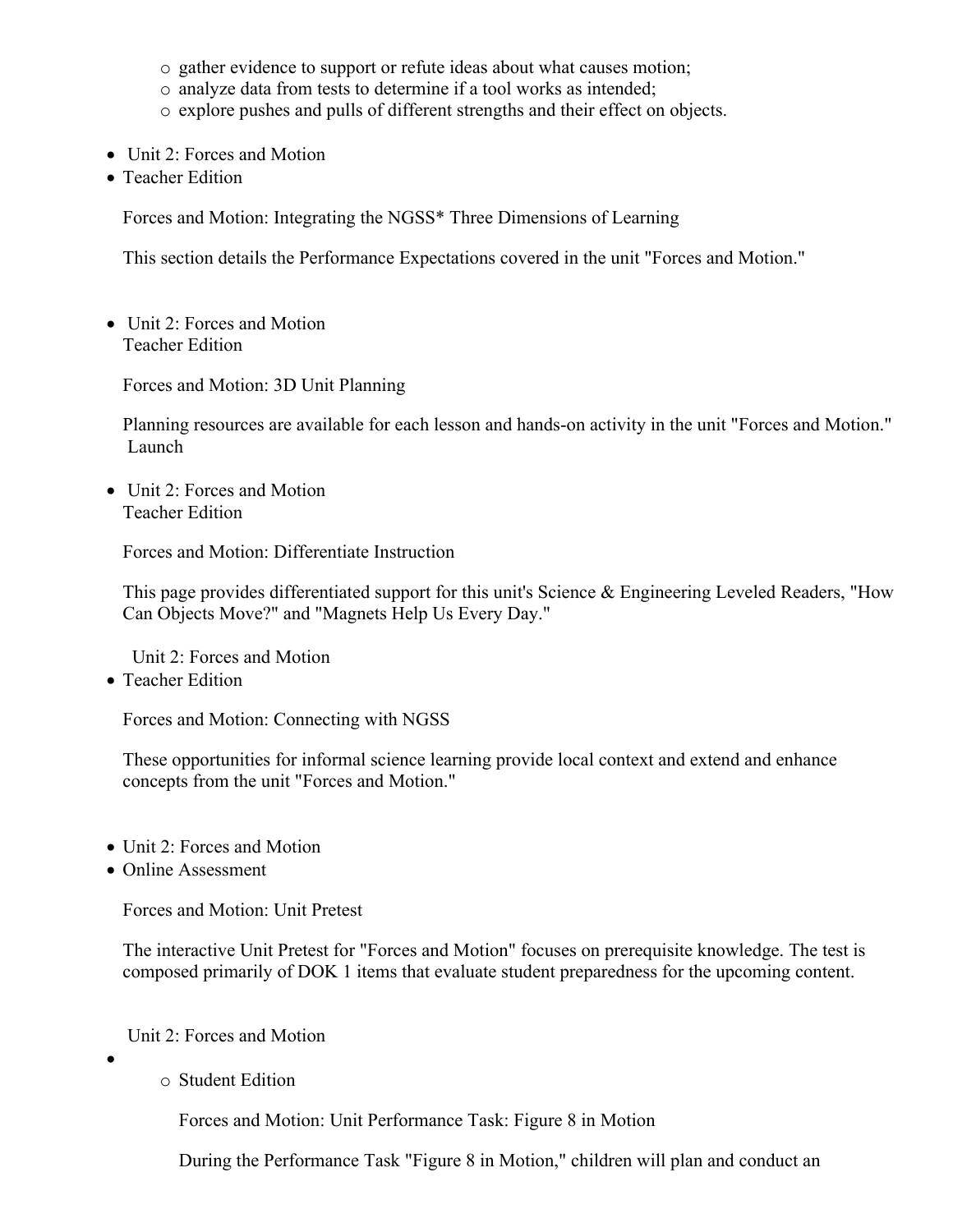- gather evidence to support or refute ideas about what causes motion;
  - analyze data from tests to determine if a tool works as intended;
  - explore pushes and pulls of different strengths and their effect on objects.

- Unit 2: Forces and Motion
- Teacher Edition

  Forces and Motion: Integrating the NGSS* Three Dimensions of Learning

  This section details the Performance Expectations covered in the unit "Forces and Motion."

- Unit 2: Forces and Motion
  Teacher Edition

  Forces and Motion: 3D Unit Planning

  Planning resources are available for each lesson and hands-on activity in the unit "Forces and Motion."
  Launch

- Unit 2: Forces and Motion
  Teacher Edition

  Forces and Motion: Differentiate Instruction

  This page provides differentiated support for this unit's Science & Engineering Leveled Readers, "How Can Objects Move?" and "Magnets Help Us Every Day."

  Unit 2: Forces and Motion
- Teacher Edition

  Forces and Motion: Connecting with NGSS

  These opportunities for informal science learning provide local context and extend and enhance concepts from the unit "Forces and Motion."

- Unit 2: Forces and Motion
- Online Assessment

  Forces and Motion: Unit Pretest

  The interactive Unit Pretest for "Forces and Motion" focuses on prerequisite knowledge. The test is composed primarily of DOK 1 items that evaluate student preparedness for the upcoming content.

  Unit 2: Forces and Motion

-
  - Student Edition

    Forces and Motion: Unit Performance Task: Figure 8 in Motion

    During the Performance Task "Figure 8 in Motion," children will plan and conduct an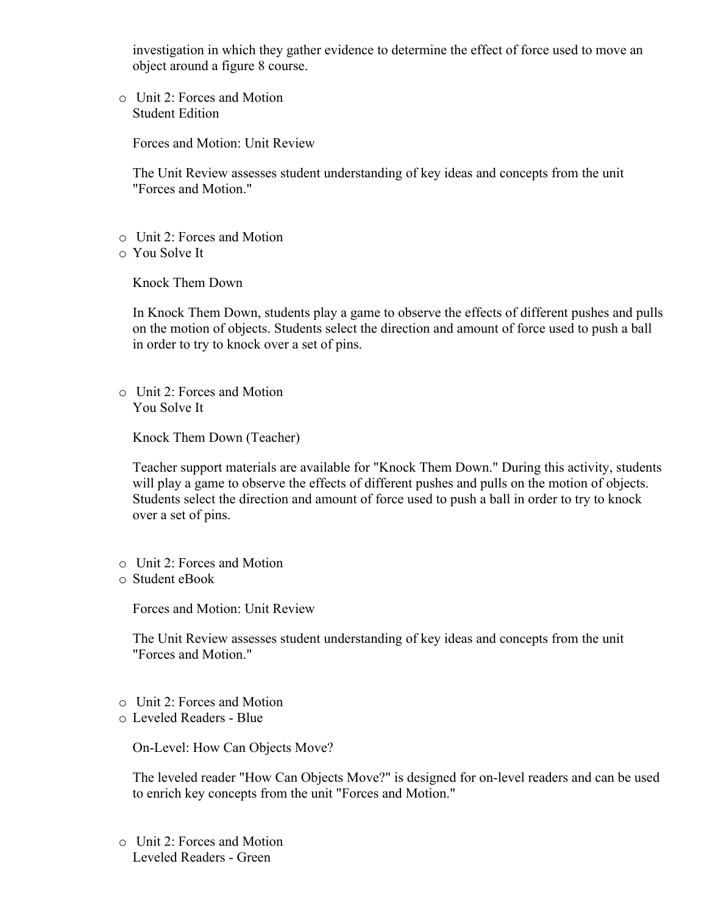investigation in which they gather evidence to determine the effect of force used to move an object around a figure 8 course.

- Unit 2: Forces and Motion
  Student Edition

  Forces and Motion: Unit Review

  The Unit Review assesses student understanding of key ideas and concepts from the unit "Forces and Motion."

- Unit 2: Forces and Motion
- You Solve It

  Knock Them Down

  In Knock Them Down, students play a game to observe the effects of different pushes and pulls on the motion of objects. Students select the direction and amount of force used to push a ball in order to try to knock over a set of pins.

- Unit 2: Forces and Motion
  You Solve It

  Knock Them Down (Teacher)

  Teacher support materials are available for "Knock Them Down." During this activity, students will play a game to observe the effects of different pushes and pulls on the motion of objects. Students select the direction and amount of force used to push a ball in order to try to knock over a set of pins.

- Unit 2: Forces and Motion
- Student eBook

  Forces and Motion: Unit Review

  The Unit Review assesses student understanding of key ideas and concepts from the unit "Forces and Motion."

- Unit 2: Forces and Motion
- Leveled Readers - Blue

  On-Level: How Can Objects Move?

  The leveled reader "How Can Objects Move?" is designed for on-level readers and can be used to enrich key concepts from the unit "Forces and Motion."

- Unit 2: Forces and Motion
  Leveled Readers - Green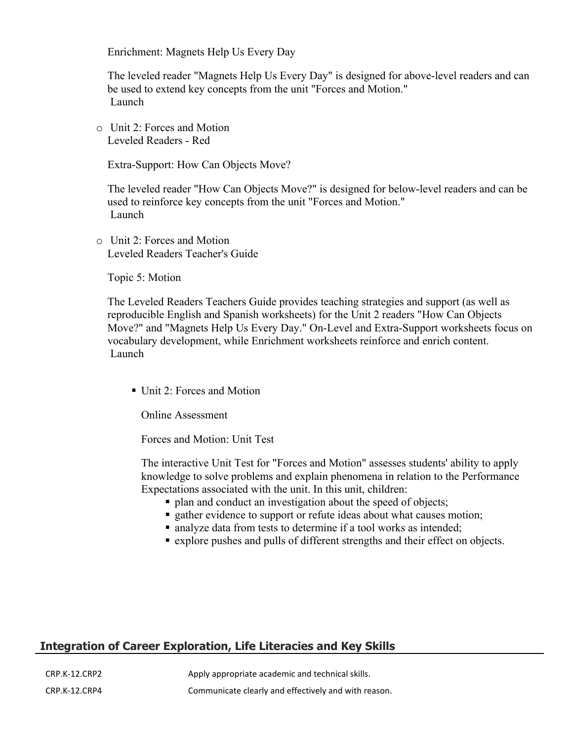Enrichment: Magnets Help Us Every Day

The leveled reader "Magnets Help Us Every Day" is designed for above-level readers and can be used to extend key concepts from the unit "Forces and Motion."
Launch

- Unit 2: Forces and Motion
  Leveled Readers - Red

  Extra-Support: How Can Objects Move?

  The leveled reader "How Can Objects Move?" is designed for below-level readers and can be used to reinforce key concepts from the unit "Forces and Motion."
  Launch

- Unit 2: Forces and Motion
  Leveled Readers Teacher's Guide

  Topic 5: Motion

  The Leveled Readers Teachers Guide provides teaching strategies and support (as well as reproducible English and Spanish worksheets) for the Unit 2 readers "How Can Objects Move?" and "Magnets Help Us Every Day." On-Level and Extra-Support worksheets focus on vocabulary development, while Enrichment worksheets reinforce and enrich content.
  Launch

  - Unit 2: Forces and Motion

    Online Assessment

    Forces and Motion: Unit Test

    The interactive Unit Test for "Forces and Motion" assesses students' ability to apply knowledge to solve problems and explain phenomena in relation to the Performance Expectations associated with the unit. In this unit, children:
    - plan and conduct an investigation about the speed of objects;
    - gather evidence to support or refute ideas about what causes motion;
    - analyze data from tests to determine if a tool works as intended;
    - explore pushes and pulls of different strengths and their effect on objects.

## Integration of Career Exploration, Life Literacies and Key Skills

| | |
|---|---|
| CRP.K-12.CRP2 | Apply appropriate academic and technical skills. |
| CRP.K-12.CRP4 | Communicate clearly and effectively and with reason. |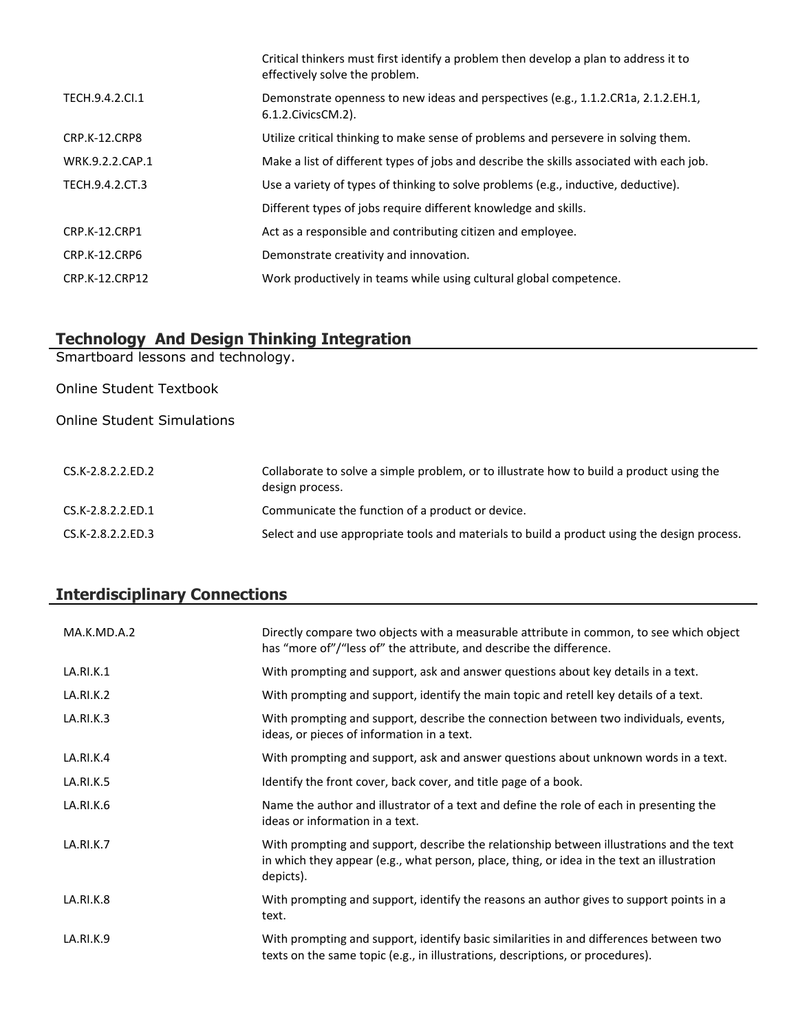| | |
|---|---|
| | Critical thinkers must first identify a problem then develop a plan to address it to effectively solve the problem. |
| TECH.9.4.2.CI.1 | Demonstrate openness to new ideas and perspectives (e.g., 1.1.2.CR1a, 2.1.2.EH.1, 6.1.2.CivicsCM.2). |
| CRP.K-12.CRP8 | Utilize critical thinking to make sense of problems and persevere in solving them. |
| WRK.9.2.2.CAP.1 | Make a list of different types of jobs and describe the skills associated with each job. |
| TECH.9.4.2.CT.3 | Use a variety of types of thinking to solve problems (e.g., inductive, deductive). |
| | Different types of jobs require different knowledge and skills. |
| CRP.K-12.CRP1 | Act as a responsible and contributing citizen and employee. |
| CRP.K-12.CRP6 | Demonstrate creativity and innovation. |
| CRP.K-12.CRP12 | Work productively in teams while using cultural global competence. |

## Technology And Design Thinking Integration

Smartboard lessons and technology.

Online Student Textbook

Online Student Simulations

| | |
|---|---|
| CS.K-2.8.2.2.ED.2 | Collaborate to solve a simple problem, or to illustrate how to build a product using the design process. |
| CS.K-2.8.2.2.ED.1 | Communicate the function of a product or device. |
| CS.K-2.8.2.2.ED.3 | Select and use appropriate tools and materials to build a product using the design process. |

## Interdisciplinary Connections

| | |
|---|---|
| MA.K.MD.A.2 | Directly compare two objects with a measurable attribute in common, to see which object has "more of"/"less of" the attribute, and describe the difference. |
| LA.RI.K.1 | With prompting and support, ask and answer questions about key details in a text. |
| LA.RI.K.2 | With prompting and support, identify the main topic and retell key details of a text. |
| LA.RI.K.3 | With prompting and support, describe the connection between two individuals, events, ideas, or pieces of information in a text. |
| LA.RI.K.4 | With prompting and support, ask and answer questions about unknown words in a text. |
| LA.RI.K.5 | Identify the front cover, back cover, and title page of a book. |
| LA.RI.K.6 | Name the author and illustrator of a text and define the role of each in presenting the ideas or information in a text. |
| LA.RI.K.7 | With prompting and support, describe the relationship between illustrations and the text in which they appear (e.g., what person, place, thing, or idea in the text an illustration depicts). |
| LA.RI.K.8 | With prompting and support, identify the reasons an author gives to support points in a text. |
| LA.RI.K.9 | With prompting and support, identify basic similarities in and differences between two texts on the same topic (e.g., in illustrations, descriptions, or procedures). |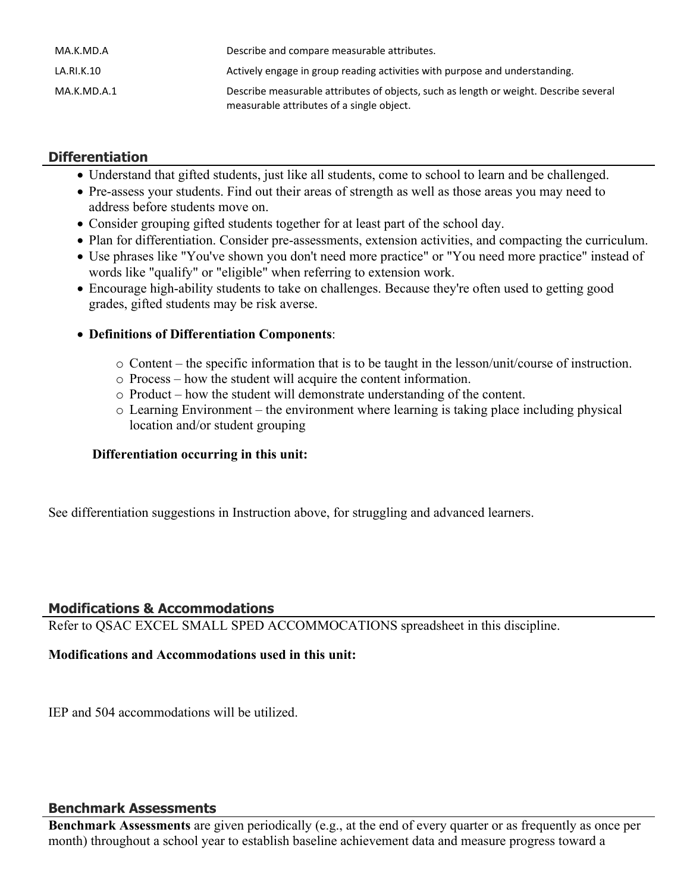| | |
|---|---|
| MA.K.MD.A | Describe and compare measurable attributes. |
| LA.RI.K.10 | Actively engage in group reading activities with purpose and understanding. |
| MA.K.MD.A.1 | Describe measurable attributes of objects, such as length or weight. Describe several measurable attributes of a single object. |

## Differentiation

- Understand that gifted students, just like all students, come to school to learn and be challenged.
- Pre-assess your students. Find out their areas of strength as well as those areas you may need to address before students move on.
- Consider grouping gifted students together for at least part of the school day.
- Plan for differentiation. Consider pre-assessments, extension activities, and compacting the curriculum.
- Use phrases like "You've shown you don't need more practice" or "You need more practice" instead of words like "qualify" or "eligible" when referring to extension work.
- Encourage high-ability students to take on challenges. Because they're often used to getting good grades, gifted students may be risk averse.
- **Definitions of Differentiation Components**:
    - Content – the specific information that is to be taught in the lesson/unit/course of instruction.
    - Process – how the student will acquire the content information.
    - Product – how the student will demonstrate understanding of the content.
    - Learning Environment – the environment where learning is taking place including physical location and/or student grouping

**Differentiation occurring in this unit:**

See differentiation suggestions in Instruction above, for struggling and advanced learners.

## Modifications & Accommodations

Refer to QSAC EXCEL SMALL SPED ACCOMMOCATIONS spreadsheet in this discipline.

**Modifications and Accommodations used in this unit:**

IEP and 504 accommodations will be utilized.

## Benchmark Assessments

**Benchmark Assessments** are given periodically (e.g., at the end of every quarter or as frequently as once per month) throughout a school year to establish baseline achievement data and measure progress toward a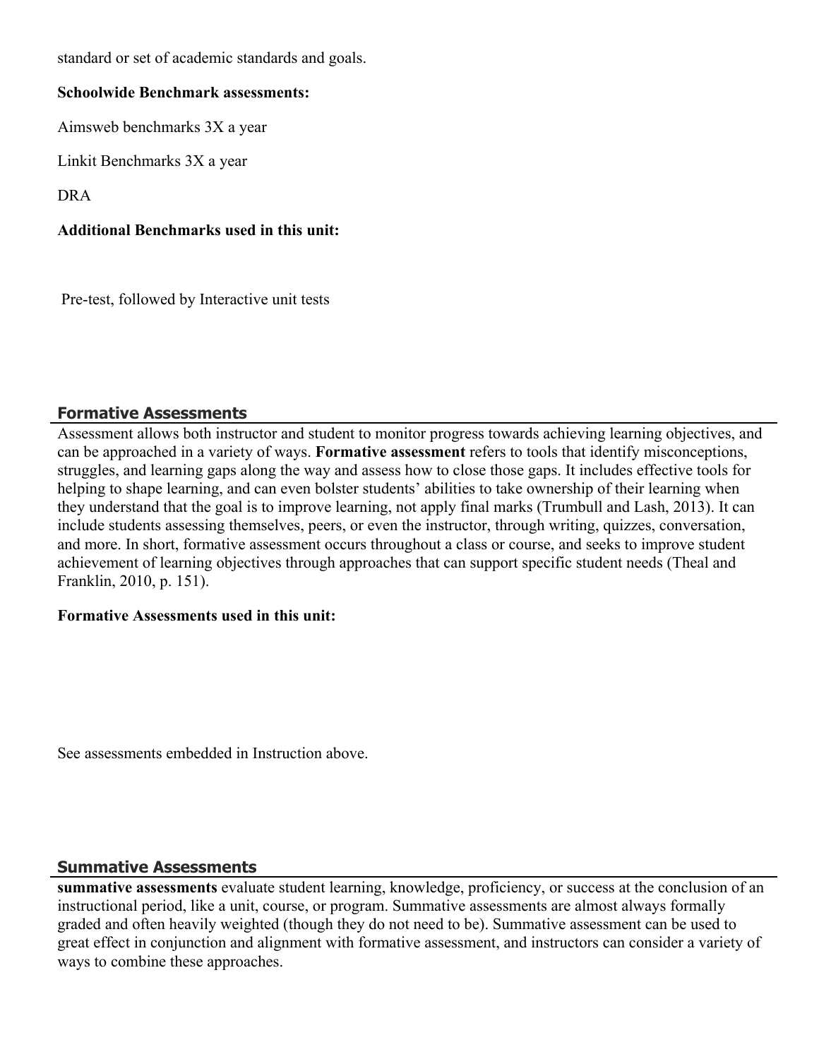standard or set of academic standards and goals.

**Schoolwide Benchmark assessments:**

Aimsweb benchmarks 3X a year

Linkit Benchmarks 3X a year

DRA

**Additional Benchmarks used in this unit:**

Pre-test, followed by Interactive unit tests

## Formative Assessments

Assessment allows both instructor and student to monitor progress towards achieving learning objectives, and can be approached in a variety of ways. **Formative assessment** refers to tools that identify misconceptions, struggles, and learning gaps along the way and assess how to close those gaps. It includes effective tools for helping to shape learning, and can even bolster students' abilities to take ownership of their learning when they understand that the goal is to improve learning, not apply final marks (Trumbull and Lash, 2013). It can include students assessing themselves, peers, or even the instructor, through writing, quizzes, conversation, and more. In short, formative assessment occurs throughout a class or course, and seeks to improve student achievement of learning objectives through approaches that can support specific student needs (Theal and Franklin, 2010, p. 151).

**Formative Assessments used in this unit:**

See assessments embedded in Instruction above.

## Summative Assessments

**summative assessments** evaluate student learning, knowledge, proficiency, or success at the conclusion of an instructional period, like a unit, course, or program. Summative assessments are almost always formally graded and often heavily weighted (though they do not need to be). Summative assessment can be used to great effect in conjunction and alignment with formative assessment, and instructors can consider a variety of ways to combine these approaches.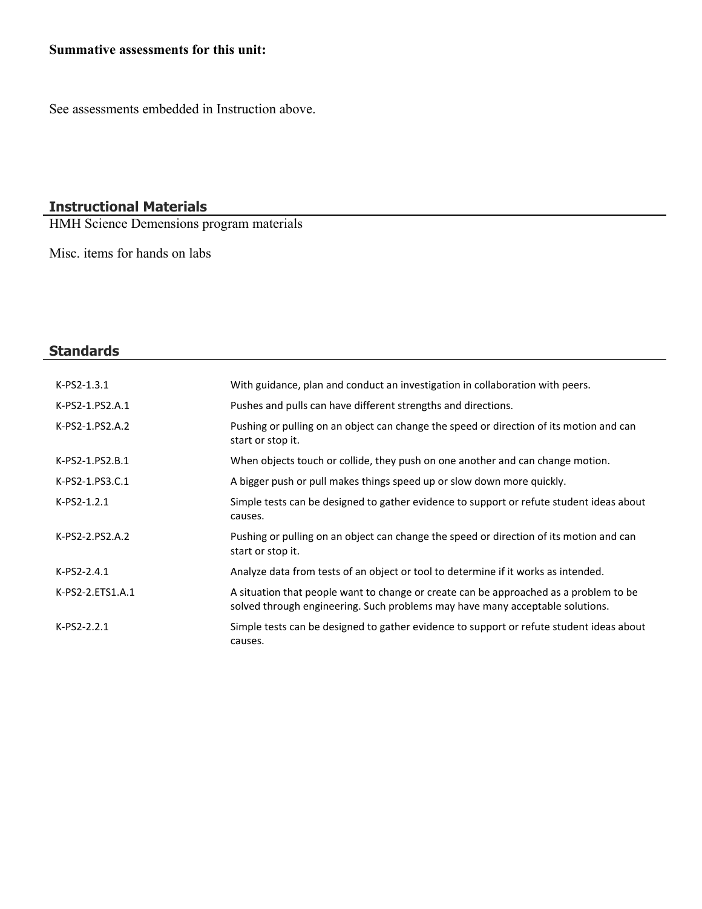**Summative assessments for this unit:**

See assessments embedded in Instruction above.

## Instructional Materials

HMH Science Demensions program materials

Misc. items for hands on labs

## Standards

| | |
|---|---|
| K-PS2-1.3.1 | With guidance, plan and conduct an investigation in collaboration with peers. |
| K-PS2-1.PS2.A.1 | Pushes and pulls can have different strengths and directions. |
| K-PS2-1.PS2.A.2 | Pushing or pulling on an object can change the speed or direction of its motion and can start or stop it. |
| K-PS2-1.PS2.B.1 | When objects touch or collide, they push on one another and can change motion. |
| K-PS2-1.PS3.C.1 | A bigger push or pull makes things speed up or slow down more quickly. |
| K-PS2-1.2.1 | Simple tests can be designed to gather evidence to support or refute student ideas about causes. |
| K-PS2-2.PS2.A.2 | Pushing or pulling on an object can change the speed or direction of its motion and can start or stop it. |
| K-PS2-2.4.1 | Analyze data from tests of an object or tool to determine if it works as intended. |
| K-PS2-2.ETS1.A.1 | A situation that people want to change or create can be approached as a problem to be solved through engineering. Such problems may have many acceptable solutions. |
| K-PS2-2.2.1 | Simple tests can be designed to gather evidence to support or refute student ideas about causes. |